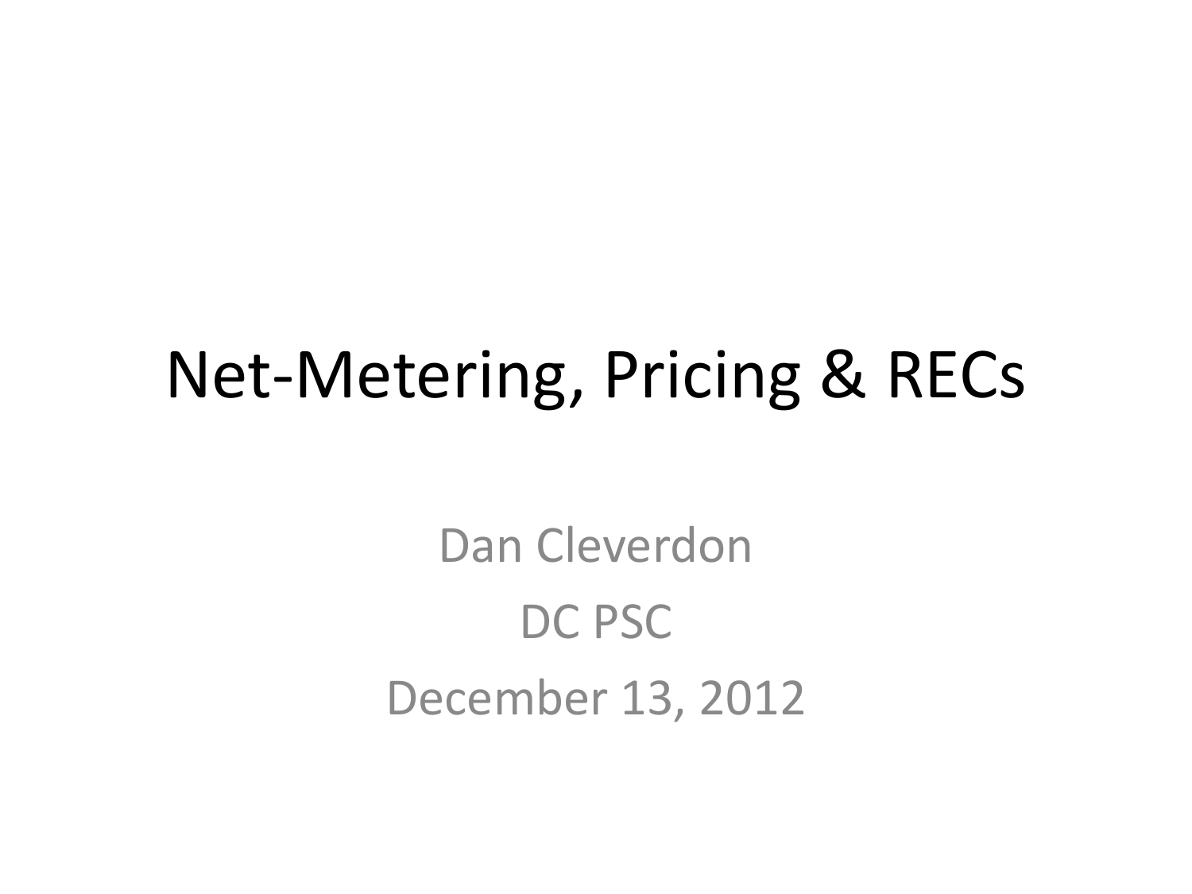# Net-Metering, Pricing & RECs

Dan Cleverdon

DC PSC

December 13, 2012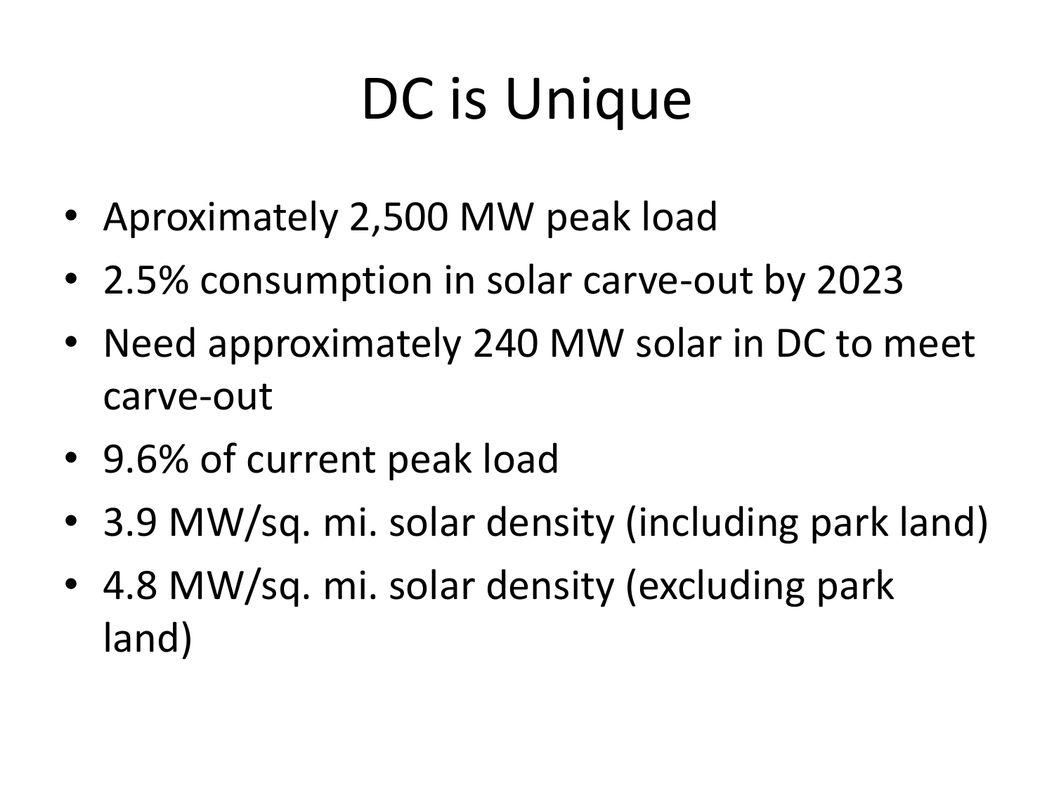# DC is Unique

- Aproximately 2,500 MW peak load
- 2.5% consumption in solar carve-out by 2023
- Need approximately 240 MW solar in DC to meet carve-out
- 9.6% of current peak load
- 3.9 MW/sq. mi. solar density (including park land)
- 4.8 MW/sq. mi. solar density (excluding park land)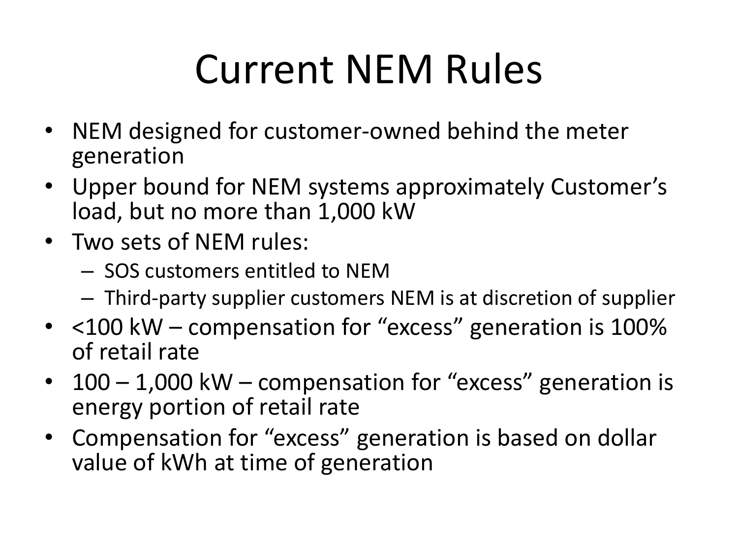# Current NEM Rules

- NEM designed for customer-owned behind the meter generation
- Upper bound for NEM systems approximately Customer's load, but no more than 1,000 kW
- Two sets of NEM rules:
  - SOS customers entitled to NEM
  - Third-party supplier customers NEM is at discretion of supplier
- <100 kW – compensation for "excess" generation is 100% of retail rate
- 100 – 1,000 kW – compensation for "excess" generation is energy portion of retail rate
- Compensation for "excess" generation is based on dollar value of kWh at time of generation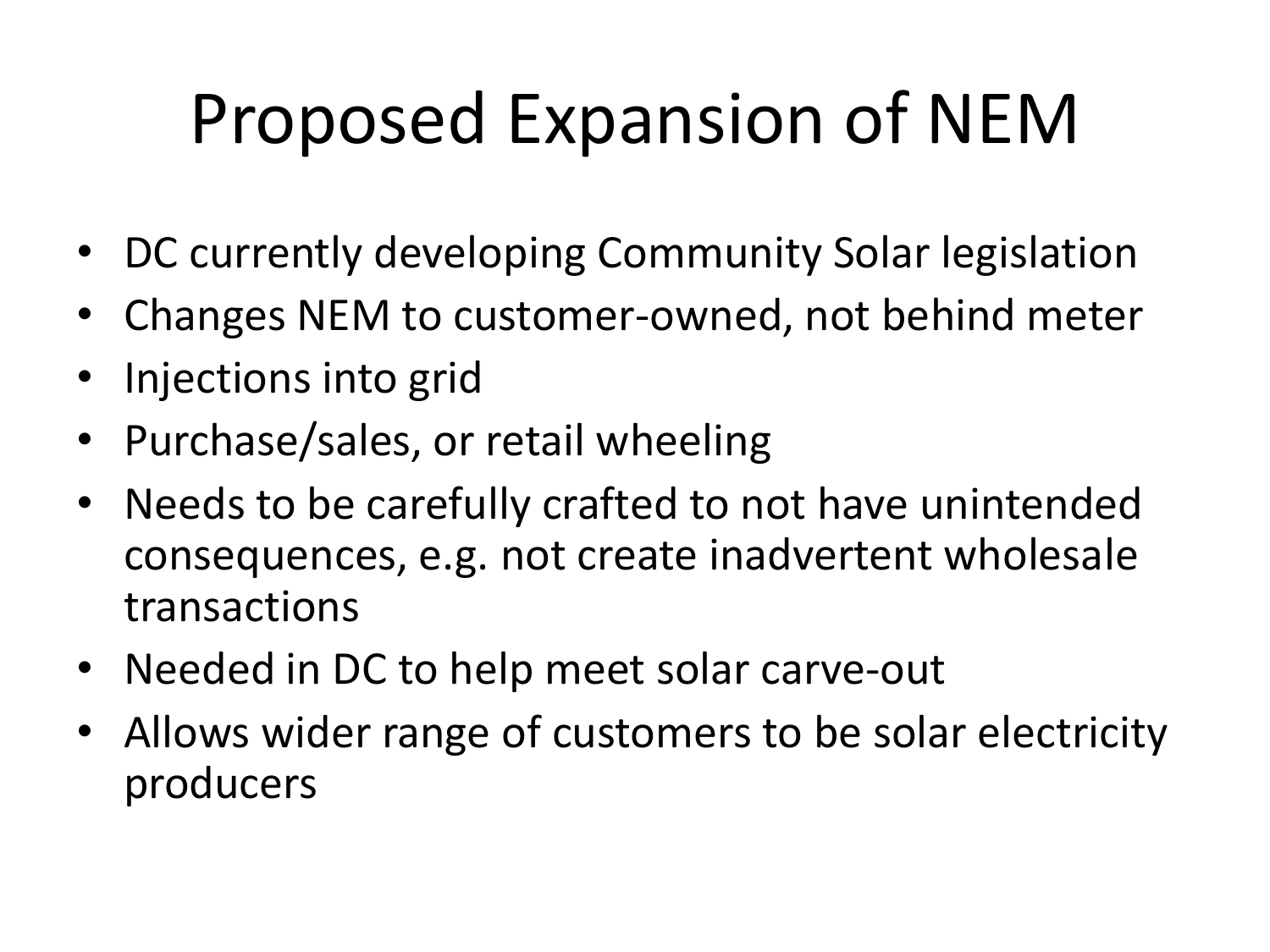# Proposed Expansion of NEM

- DC currently developing Community Solar legislation
- Changes NEM to customer-owned, not behind meter
- Injections into grid
- Purchase/sales, or retail wheeling
- Needs to be carefully crafted to not have unintended consequences, e.g. not create inadvertent wholesale transactions
- Needed in DC to help meet solar carve-out
- Allows wider range of customers to be solar electricity producers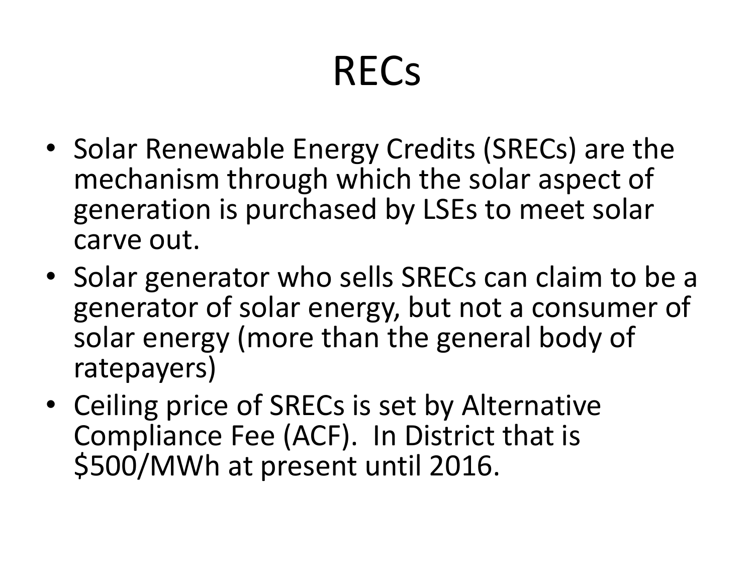# RECs

- Solar Renewable Energy Credits (SRECs) are the mechanism through which the solar aspect of generation is purchased by LSEs to meet solar carve out.
- Solar generator who sells SRECs can claim to be a generator of solar energy, but not a consumer of solar energy (more than the general body of ratepayers)
- Ceiling price of SRECs is set by Alternative Compliance Fee (ACF). In District that is $500/MWh at present until 2016.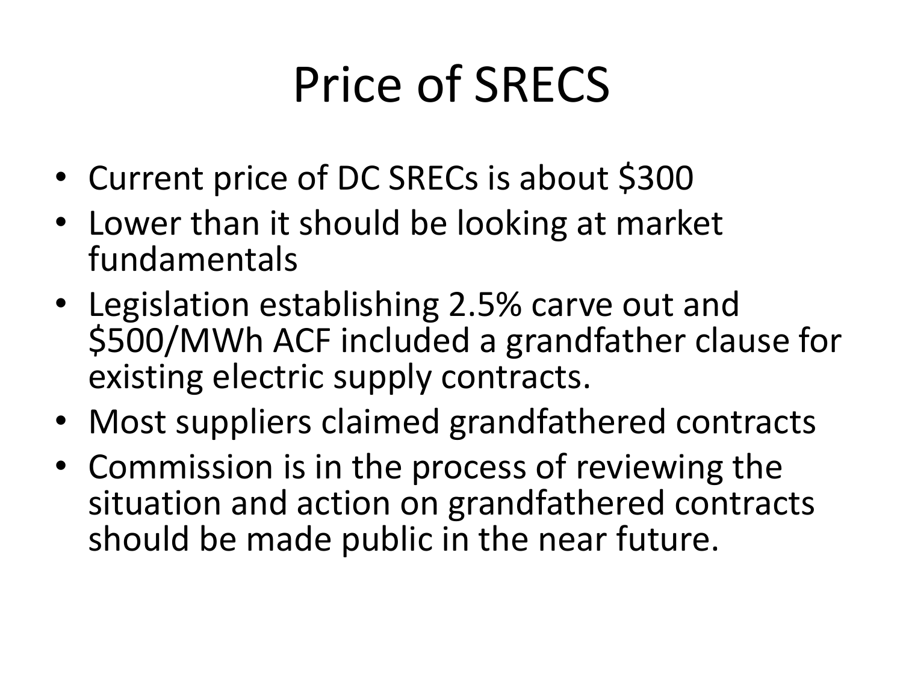# Price of SRECS

- Current price of DC SRECs is about $300
- Lower than it should be looking at market fundamentals
- Legislation establishing 2.5% carve out and $500/MWh ACF included a grandfather clause for existing electric supply contracts.
- Most suppliers claimed grandfathered contracts
- Commission is in the process of reviewing the situation and action on grandfathered contracts should be made public in the near future.